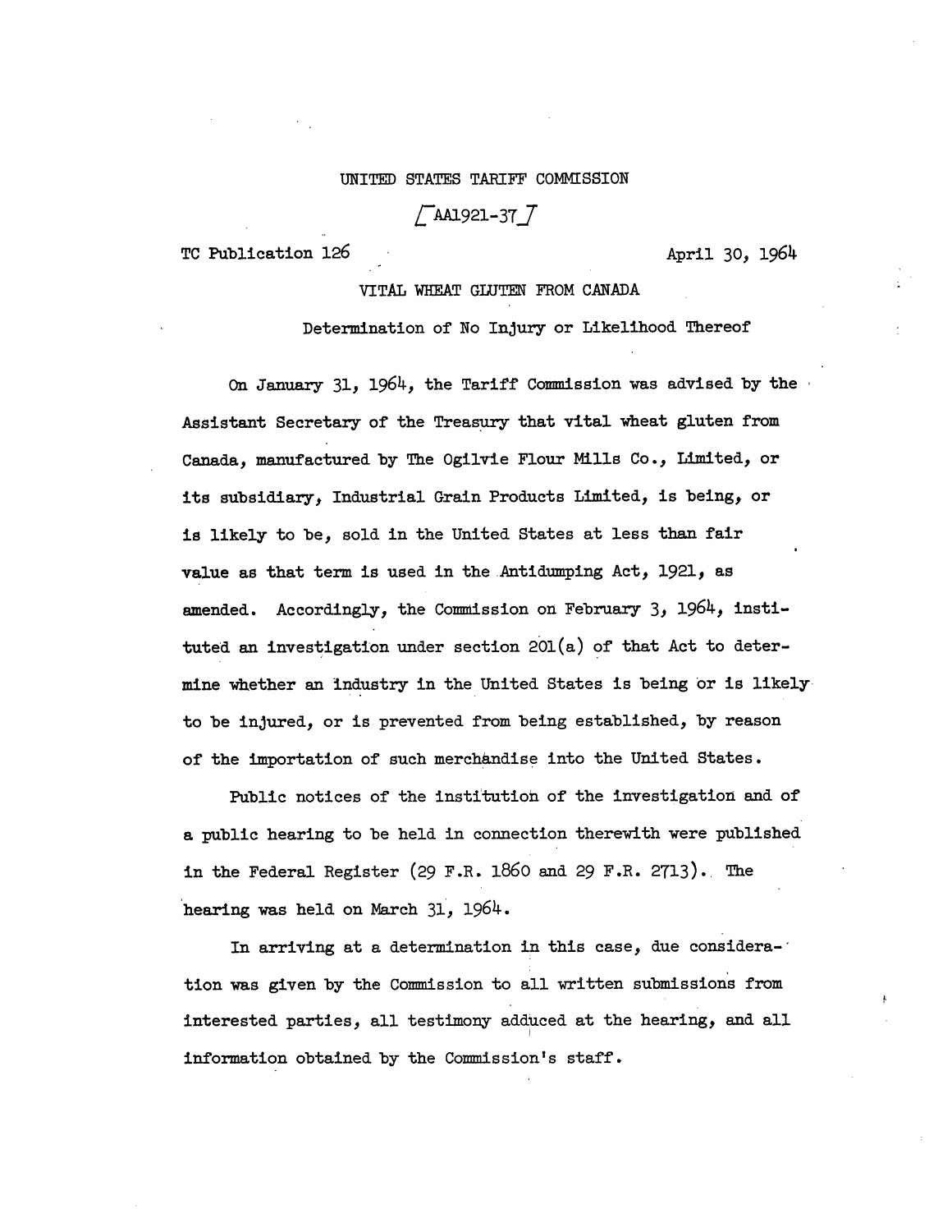UNITED STATES TARIFF COMMISSION

[AA1921-37]

TC Publication 126 April 30, 1964

VITAL WHEAT GLUTEN FROM CANADA

Determination of No Injury or Likelihood Thereof

On January 31, 1964, the Tariff Commission was advised by the Assistant Secretary of the Treasury that vital wheat gluten from Canada, manufactured by The Ogilvie Flour Mills Co., Limited, or its subsidiary, Industrial Grain Products Limited, is being, or is likely to be, sold in the United States at less than fair value as that term is used in the Antidumping Act, 1921, as amended. Accordingly, the Commission on February 3, 1964, instituted an investigation under section 201(a) of that Act to determine whether an industry in the United States is being or is likely to be injured, or is prevented from being established, by reason of the importation of such merchandise into the United States.

Public notices of the institution of the investigation and of a public hearing to be held in connection therewith were published in the Federal Register (29 F.R. 1860 and 29 F.R. 2713). The hearing was held on March 31, 1964.

In arriving at a determination in this case, due consideration was given by the Commission to all written submissions from interested parties, all testimony adduced at the hearing, and all information obtained by the Commission's staff.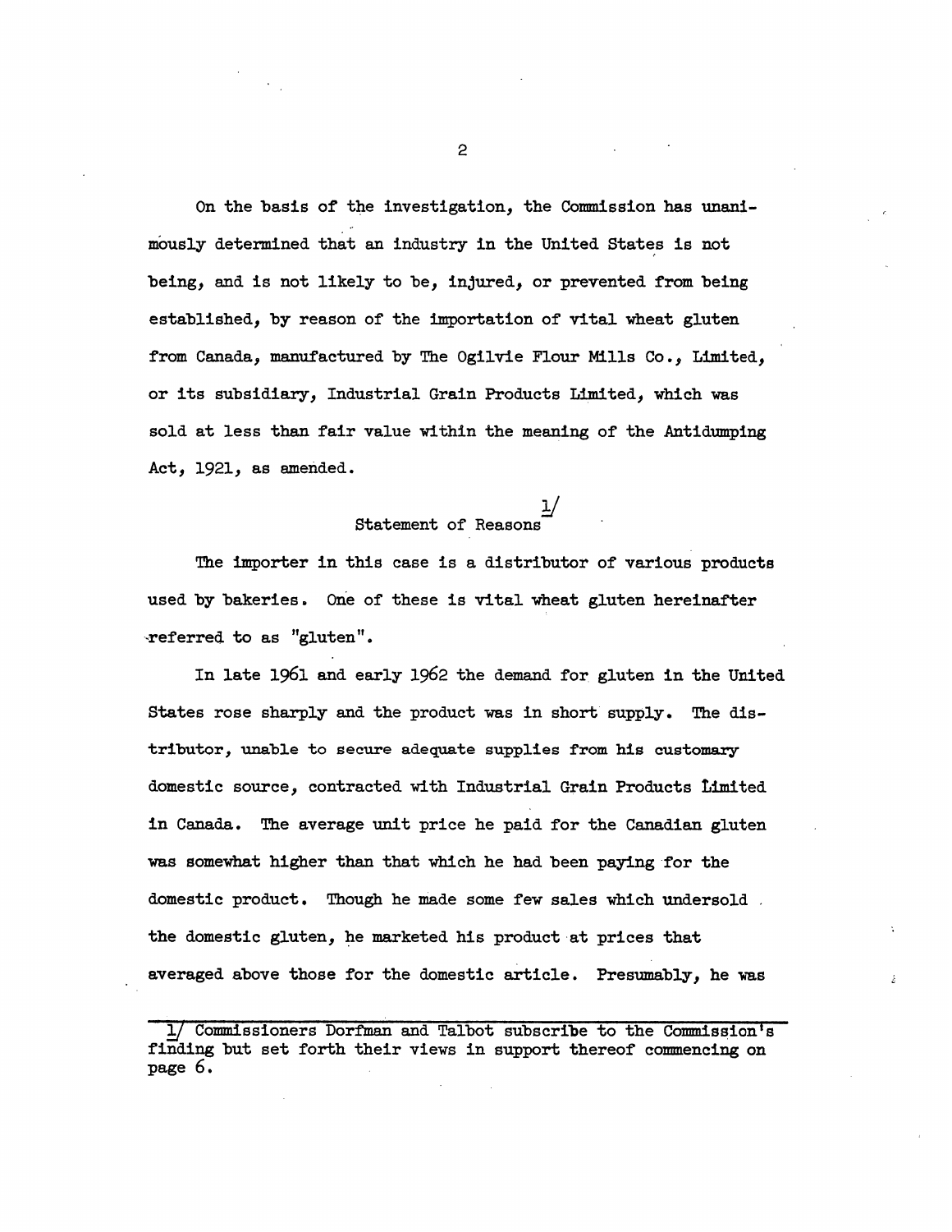On the basis of the investigation, the Commission has unanimously determined that an industry in the United States is not being, and is not likely to be, injured, or prevented from being established, by reason of the importation of vital wheat gluten from Canada, manufactured by The Ogilvie Flour Mills Co., Limited, or its subsidiary, Industrial Grain Products Limited, which was sold at less than fair value within the meaning of the Antidumping Act, 1921, as amended.

## Statement of Reasons [1/]

The importer in this case is a distributor of various products used by bakeries. One of these is vital wheat gluten hereinafter referred to as "gluten".

In late 1961 and early 1962 the demand for gluten in the United States rose sharply and the product was in short supply. The distributor, unable to secure adequate supplies from his customary domestic source, contracted with Industrial Grain Products Limited in Canada. The average unit price he paid for the Canadian gluten was somewhat higher than that which he had been paying for the domestic product. Though he made some few sales which undersold the domestic gluten, he marketed his product at prices that averaged above those for the domestic article. Presumably, he was

---

1/ Commissioners Dorfman and Talbot subscribe to the Commission's finding but set forth their views in support thereof commencing on page 6.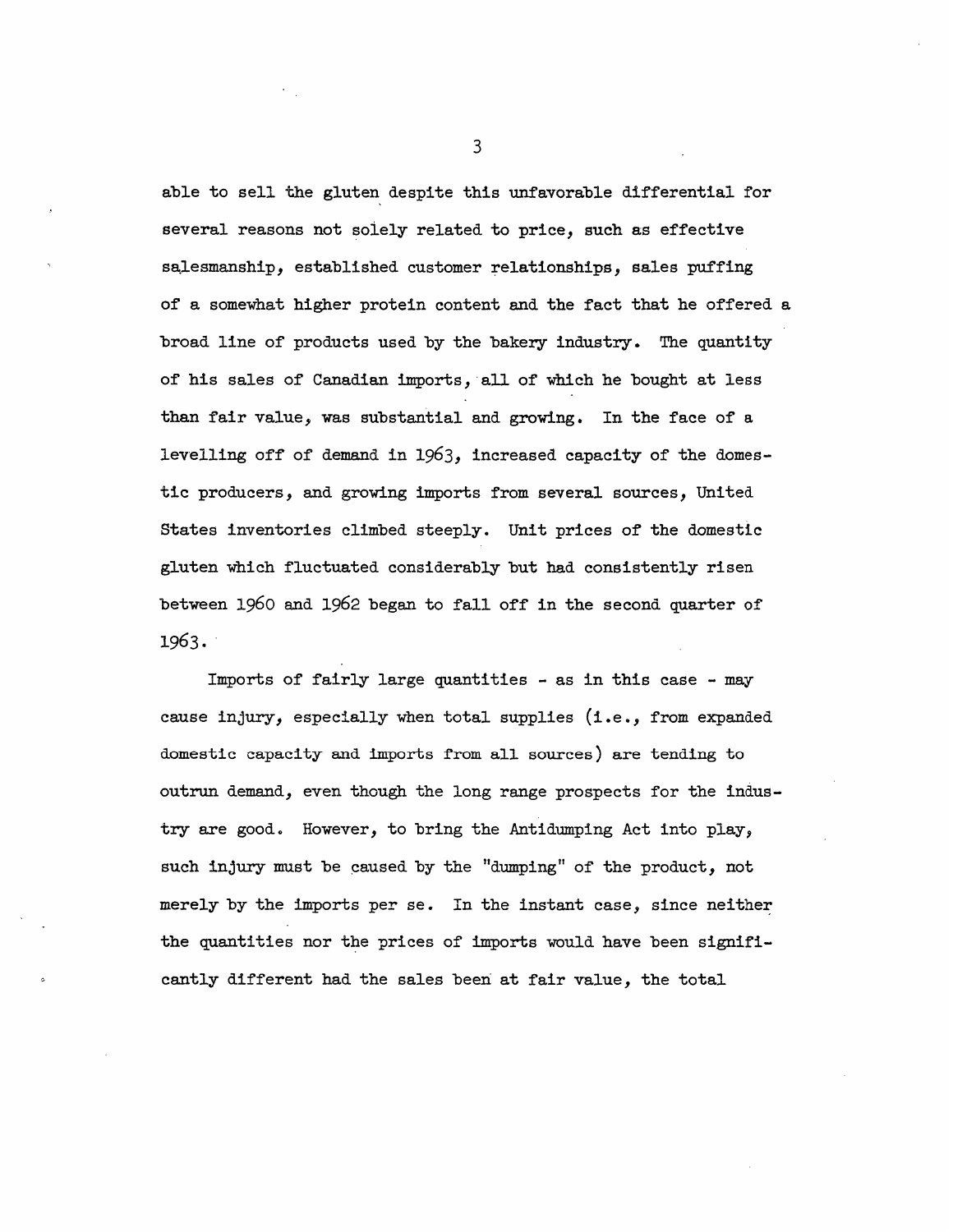able to sell the gluten despite this unfavorable differential for several reasons not solely related to price, such as effective salesmanship, established customer relationships, sales puffing of a somewhat higher protein content and the fact that he offered a broad line of products used by the bakery industry. The quantity of his sales of Canadian imports, all of which he bought at less than fair value, was substantial and growing. In the face of a levelling off of demand in 1963, increased capacity of the domestic producers, and growing imports from several sources, United States inventories climbed steeply. Unit prices of the domestic gluten which fluctuated considerably but had consistently risen between 1960 and 1962 began to fall off in the second quarter of 1963.

Imports of fairly large quantities - as in this case - may cause injury, especially when total supplies (i.e., from expanded domestic capacity and imports from all sources) are tending to outrun demand, even though the long range prospects for the industry are good. However, to bring the Antidumping Act into play, such injury must be caused by the "dumping" of the product, not merely by the imports per se. In the instant case, since neither the quantities nor the prices of imports would have been significantly different had the sales been at fair value, the total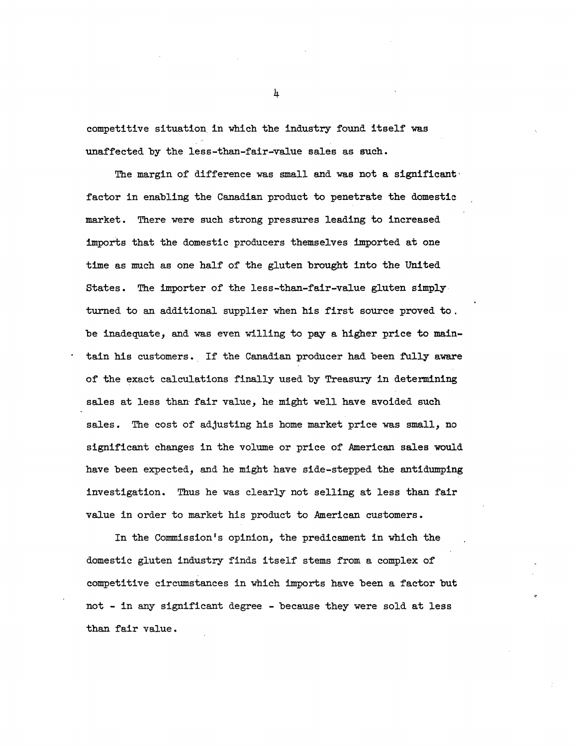competitive situation in which the industry found itself was unaffected by the less-than-fair-value sales as such.

The margin of difference was small and was not a significant factor in enabling the Canadian product to penetrate the domestic market. There were such strong pressures leading to increased imports that the domestic producers themselves imported at one time as much as one half of the gluten brought into the United States. The importer of the less-than-fair-value gluten simply turned to an additional supplier when his first source proved to be inadequate, and was even willing to pay a higher price to maintain his customers. If the Canadian producer had been fully aware of the exact calculations finally used by Treasury in determining sales at less than fair value, he might well have avoided such sales. The cost of adjusting his home market price was small, no significant changes in the volume or price of American sales would have been expected, and he might have side-stepped the antidumping investigation. Thus he was clearly not selling at less than fair value in order to market his product to American customers.

In the Commission's opinion, the predicament in which the domestic gluten industry finds itself stems from a complex of competitive circumstances in which imports have been a factor but not - in any significant degree - because they were sold at less than fair value.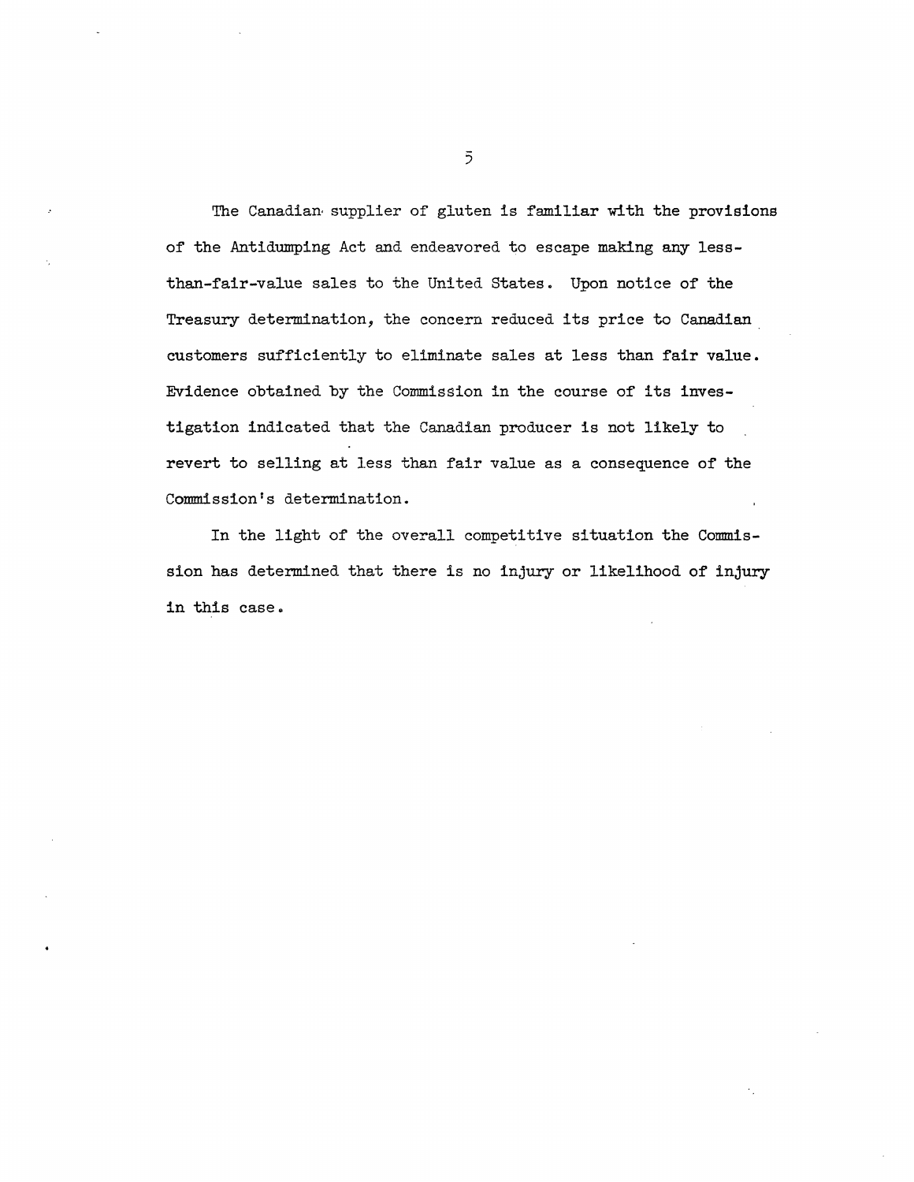The Canadian supplier of gluten is familiar with the provisions of the Antidumping Act and endeavored to escape making any less-than-fair-value sales to the United States. Upon notice of the Treasury determination, the concern reduced its price to Canadian customers sufficiently to eliminate sales at less than fair value. Evidence obtained by the Commission in the course of its investigation indicated that the Canadian producer is not likely to revert to selling at less than fair value as a consequence of the Commission's determination.

In the light of the overall competitive situation the Commission has determined that there is no injury or likelihood of injury in this case.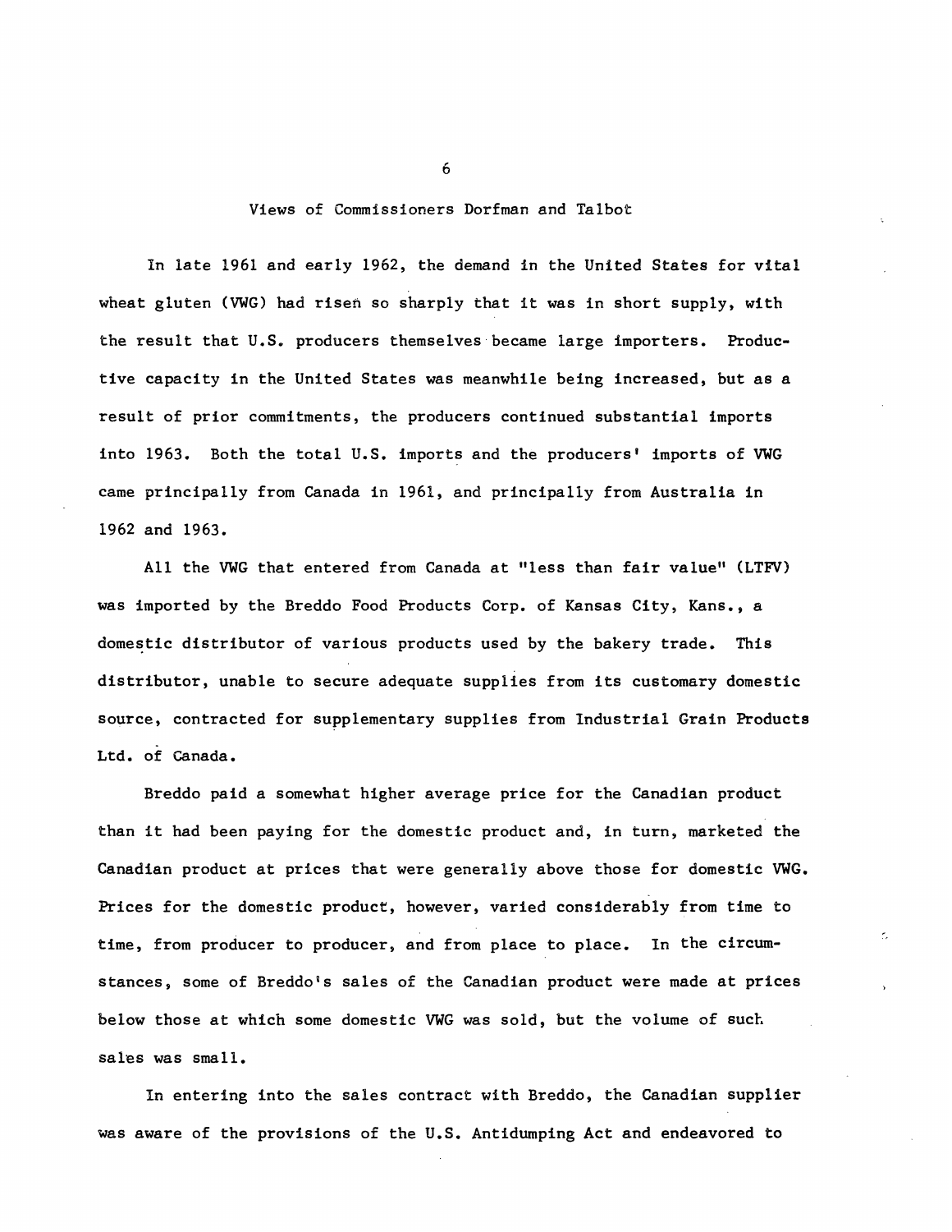## Views of Commissioners Dorfman and Talbot

In late 1961 and early 1962, the demand in the United States for vital wheat gluten (VWG) had risen so sharply that it was in short supply, with the result that U.S. producers themselves became large importers. Productive capacity in the United States was meanwhile being increased, but as a result of prior commitments, the producers continued substantial imports into 1963. Both the total U.S. imports and the producers' imports of VWG came principally from Canada in 1961, and principally from Australia in 1962 and 1963.

All the VWG that entered from Canada at "less than fair value" (LTFV) was imported by the Breddo Food Products Corp. of Kansas City, Kans., a domestic distributor of various products used by the bakery trade. This distributor, unable to secure adequate supplies from its customary domestic source, contracted for supplementary supplies from Industrial Grain Products Ltd. of Canada.

Breddo paid a somewhat higher average price for the Canadian product than it had been paying for the domestic product and, in turn, marketed the Canadian product at prices that were generally above those for domestic VWG. Prices for the domestic product, however, varied considerably from time to time, from producer to producer, and from place to place. In the circumstances, some of Breddo's sales of the Canadian product were made at prices below those at which some domestic VWG was sold, but the volume of such sales was small.

In entering into the sales contract with Breddo, the Canadian supplier was aware of the provisions of the U.S. Antidumping Act and endeavored to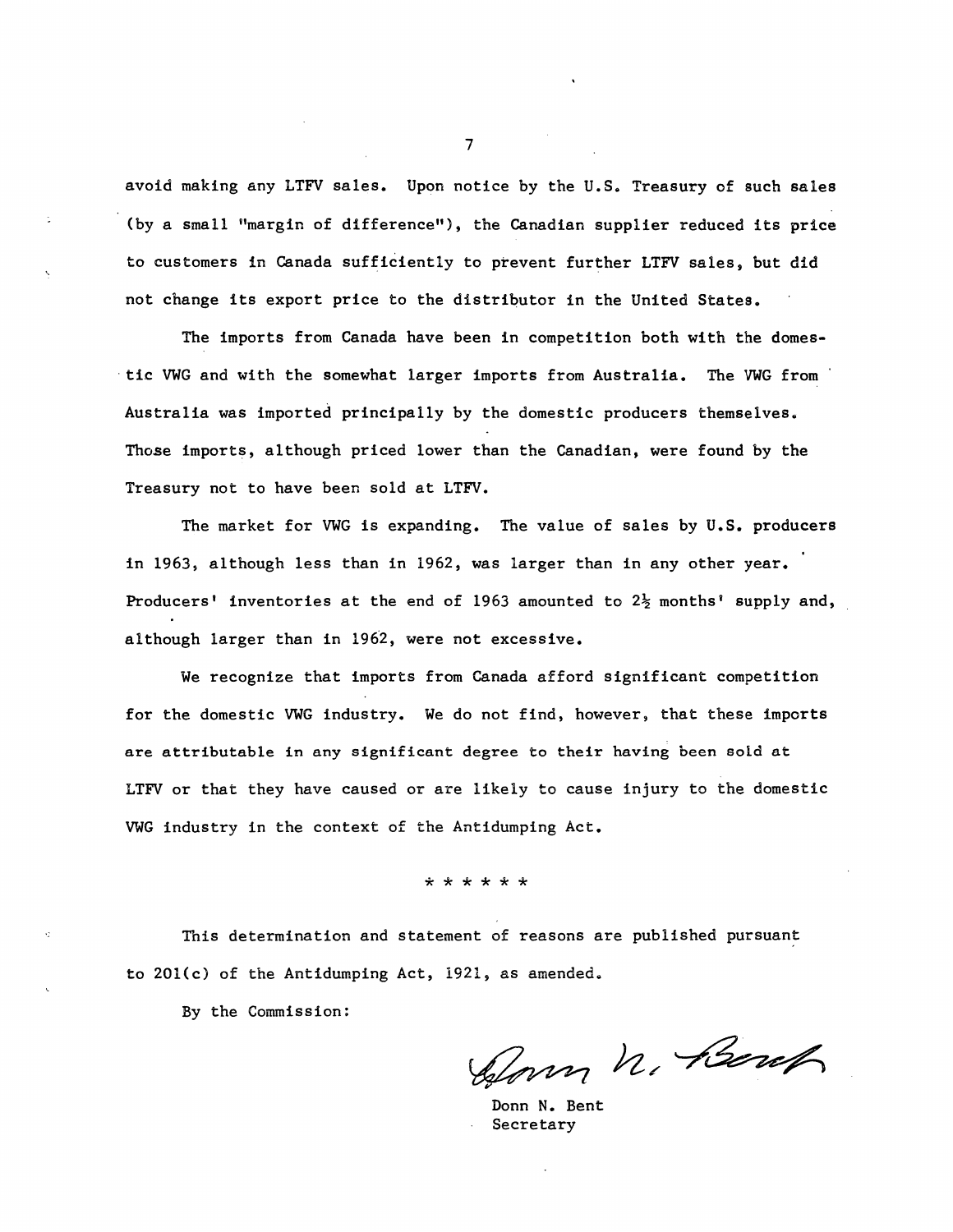avoid making any LTFV sales. Upon notice by the U.S. Treasury of such sales (by a small "margin of difference"), the Canadian supplier reduced its price to customers in Canada sufficiently to prevent further LTFV sales, but did not change its export price to the distributor in the United States.

The imports from Canada have been in competition both with the domestic VWG and with the somewhat larger imports from Australia. The VWG from Australia was imported principally by the domestic producers themselves. Those imports, although priced lower than the Canadian, were found by the Treasury not to have been sold at LTFV.

The market for VWG is expanding. The value of sales by U.S. producers in 1963, although less than in 1962, was larger than in any other year. Producers' inventories at the end of 1963 amounted to 2½ months' supply and, although larger than in 1962, were not excessive.

We recognize that imports from Canada afford significant competition for the domestic VWG industry. We do not find, however, that these imports are attributable in any significant degree to their having been sold at LTFV or that they have caused or are likely to cause injury to the domestic VWG industry in the context of the Antidumping Act.

\* \* \* \* \* \*

This determination and statement of reasons are published pursuant to 201(c) of the Antidumping Act, 1921, as amended.

By the Commission:

Donn N. Bent
Secretary